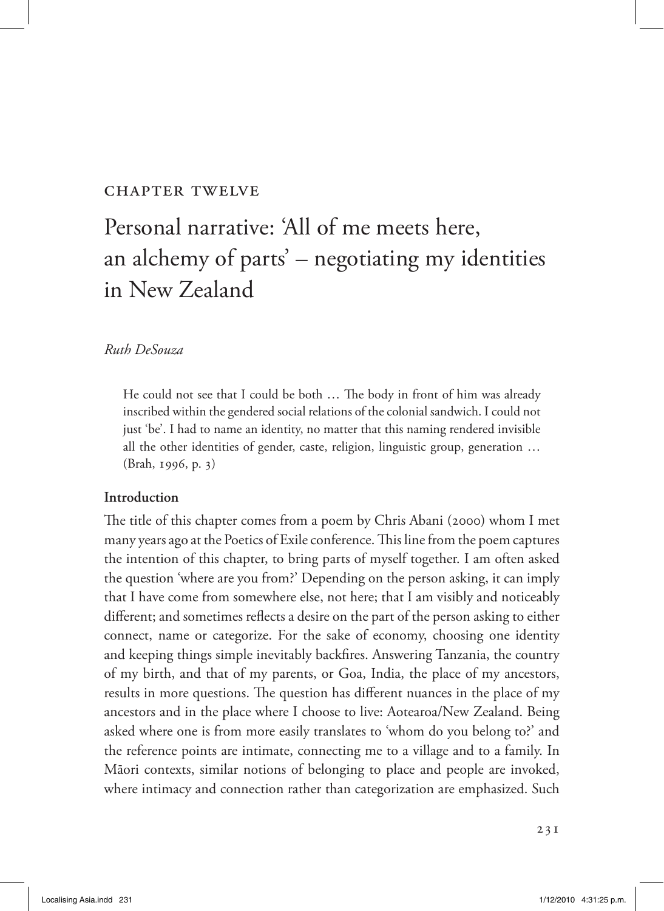CHAPTER TWELVE

# Personal narrative: 'All of me meets here, an alchemy of parts' – negotiating my identities in New Zealand

*Ruth DeSouza*

> He could not see that I could be both … The body in front of him was already inscribed within the gendered social relations of the colonial sandwich. I could not just 'be'. I had to name an identity, no matter that this naming rendered invisible all the other identities of gender, caste, religion, linguistic group, generation … (Brah, 1996, p. 3)

## Introduction

The title of this chapter comes from a poem by Chris Abani (2000) whom I met many years ago at the Poetics of Exile conference. This line from the poem captures the intention of this chapter, to bring parts of myself together. I am often asked the question 'where are you from?' Depending on the person asking, it can imply that I have come from somewhere else, not here; that I am visibly and noticeably different; and sometimes reflects a desire on the part of the person asking to either connect, name or categorize. For the sake of economy, choosing one identity and keeping things simple inevitably backfires. Answering Tanzania, the country of my birth, and that of my parents, or Goa, India, the place of my ancestors, results in more questions. The question has different nuances in the place of my ancestors and in the place where I choose to live: Aotearoa/New Zealand. Being asked where one is from more easily translates to 'whom do you belong to?' and the reference points are intimate, connecting me to a village and to a family. In Māori contexts, similar notions of belonging to place and people are invoked, where intimacy and connection rather than categorization are emphasized. Such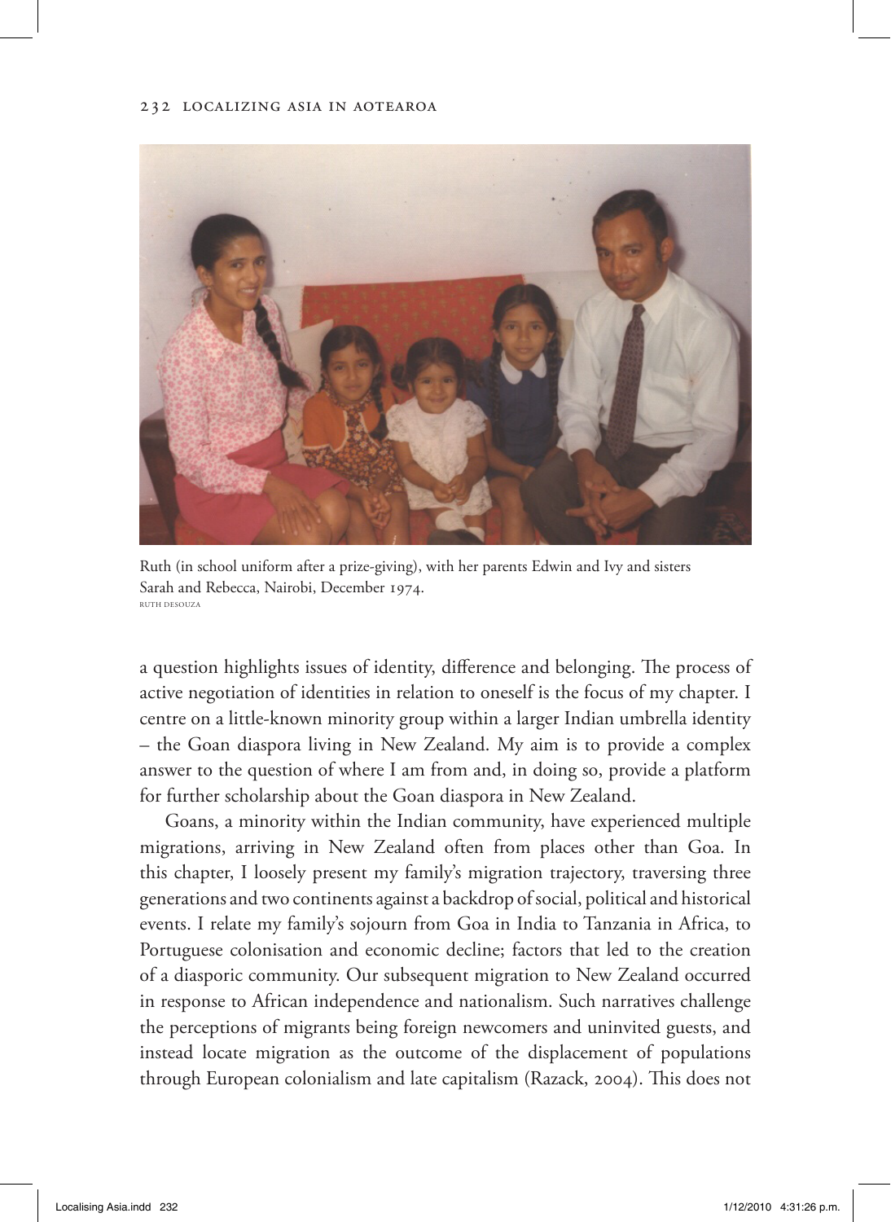Ruth (in school uniform after a prize-giving), with her parents Edwin and Ivy and sisters Sarah and Rebecca, Nairobi, December 1974.
RUTH DESOUZA

a question highlights issues of identity, difference and belonging. The process of active negotiation of identities in relation to oneself is the focus of my chapter. I centre on a little-known minority group within a larger Indian umbrella identity – the Goan diaspora living in New Zealand. My aim is to provide a complex answer to the question of where I am from and, in doing so, provide a platform for further scholarship about the Goan diaspora in New Zealand.

Goans, a minority within the Indian community, have experienced multiple migrations, arriving in New Zealand often from places other than Goa. In this chapter, I loosely present my family's migration trajectory, traversing three generations and two continents against a backdrop of social, political and historical events. I relate my family's sojourn from Goa in India to Tanzania in Africa, to Portuguese colonisation and economic decline; factors that led to the creation of a diasporic community. Our subsequent migration to New Zealand occurred in response to African independence and nationalism. Such narratives challenge the perceptions of migrants being foreign newcomers and uninvited guests, and instead locate migration as the outcome of the displacement of populations through European colonialism and late capitalism (Razack, 2004). This does not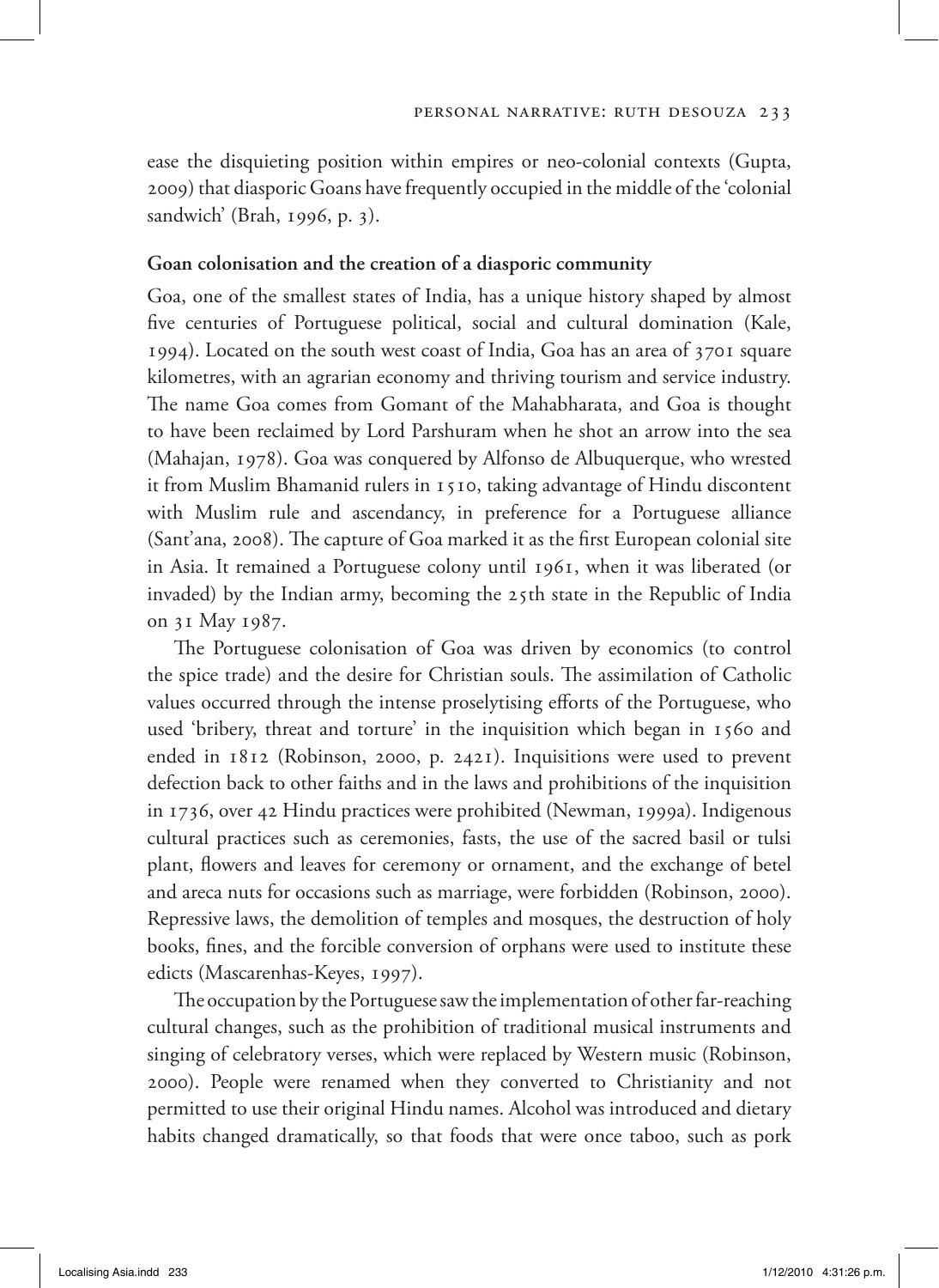ease the disquieting position within empires or neo-colonial contexts (Gupta, 2009) that diasporic Goans have frequently occupied in the middle of the 'colonial sandwich' (Brah, 1996, p. 3).

## Goan colonisation and the creation of a diasporic community

Goa, one of the smallest states of India, has a unique history shaped by almost five centuries of Portuguese political, social and cultural domination (Kale, 1994). Located on the south west coast of India, Goa has an area of 3701 square kilometres, with an agrarian economy and thriving tourism and service industry. The name Goa comes from Gomant of the Mahabharata, and Goa is thought to have been reclaimed by Lord Parshuram when he shot an arrow into the sea (Mahajan, 1978). Goa was conquered by Alfonso de Albuquerque, who wrested it from Muslim Bhamanid rulers in 1510, taking advantage of Hindu discontent with Muslim rule and ascendancy, in preference for a Portuguese alliance (Sant'ana, 2008). The capture of Goa marked it as the first European colonial site in Asia. It remained a Portuguese colony until 1961, when it was liberated (or invaded) by the Indian army, becoming the 25th state in the Republic of India on 31 May 1987.

The Portuguese colonisation of Goa was driven by economics (to control the spice trade) and the desire for Christian souls. The assimilation of Catholic values occurred through the intense proselytising efforts of the Portuguese, who used 'bribery, threat and torture' in the inquisition which began in 1560 and ended in 1812 (Robinson, 2000, p. 2421). Inquisitions were used to prevent defection back to other faiths and in the laws and prohibitions of the inquisition in 1736, over 42 Hindu practices were prohibited (Newman, 1999a). Indigenous cultural practices such as ceremonies, fasts, the use of the sacred basil or tulsi plant, flowers and leaves for ceremony or ornament, and the exchange of betel and areca nuts for occasions such as marriage, were forbidden (Robinson, 2000). Repressive laws, the demolition of temples and mosques, the destruction of holy books, fines, and the forcible conversion of orphans were used to institute these edicts (Mascarenhas-Keyes, 1997).

The occupation by the Portuguese saw the implementation of other far-reaching cultural changes, such as the prohibition of traditional musical instruments and singing of celebratory verses, which were replaced by Western music (Robinson, 2000). People were renamed when they converted to Christianity and not permitted to use their original Hindu names. Alcohol was introduced and dietary habits changed dramatically, so that foods that were once taboo, such as pork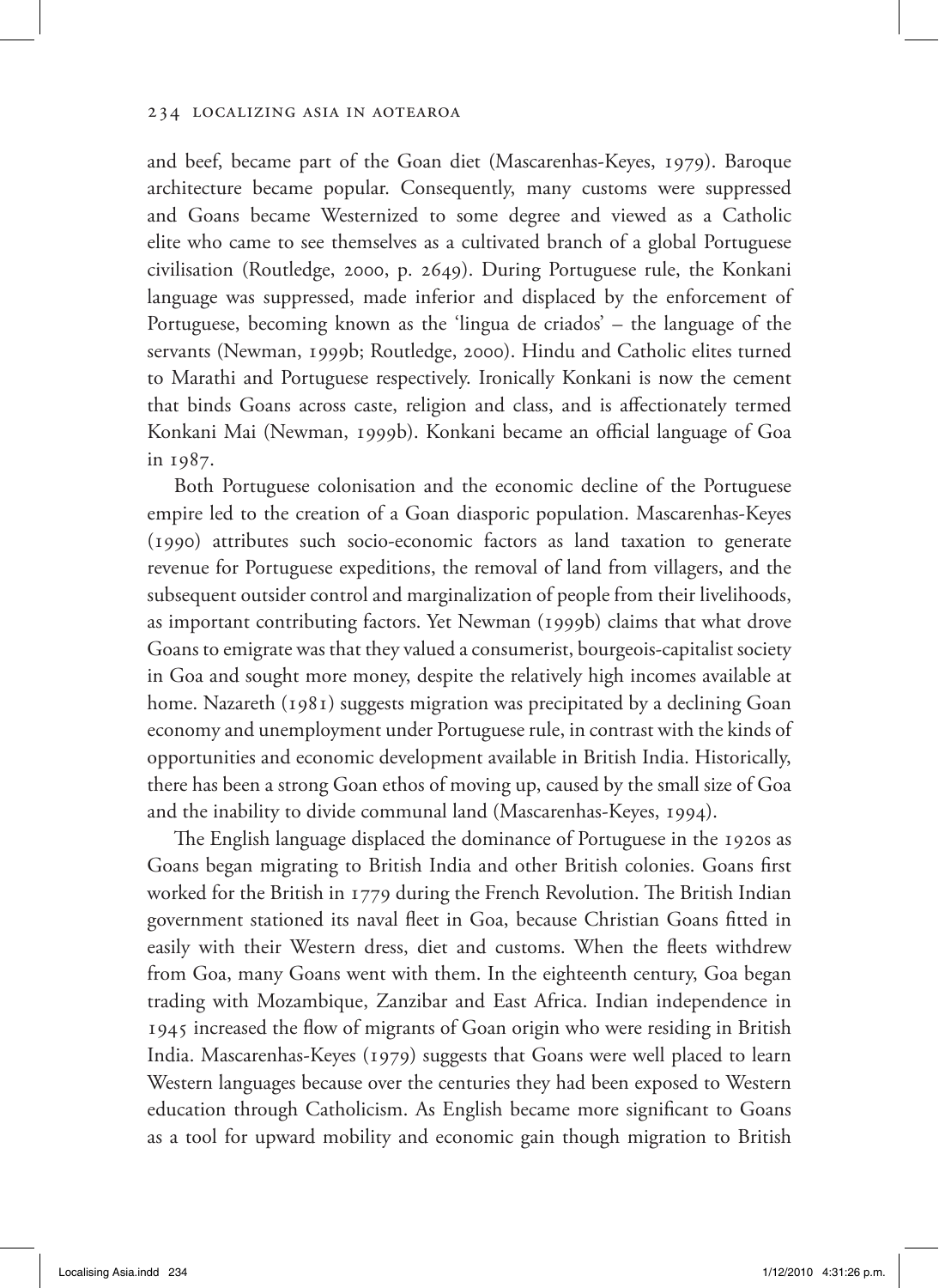and beef, became part of the Goan diet (Mascarenhas-Keyes, 1979). Baroque architecture became popular. Consequently, many customs were suppressed and Goans became Westernized to some degree and viewed as a Catholic elite who came to see themselves as a cultivated branch of a global Portuguese civilisation (Routledge, 2000, p. 2649). During Portuguese rule, the Konkani language was suppressed, made inferior and displaced by the enforcement of Portuguese, becoming known as the 'lingua de criados' – the language of the servants (Newman, 1999b; Routledge, 2000). Hindu and Catholic elites turned to Marathi and Portuguese respectively. Ironically Konkani is now the cement that binds Goans across caste, religion and class, and is affectionately termed Konkani Mai (Newman, 1999b). Konkani became an official language of Goa in 1987.

Both Portuguese colonisation and the economic decline of the Portuguese empire led to the creation of a Goan diasporic population. Mascarenhas-Keyes (1990) attributes such socio-economic factors as land taxation to generate revenue for Portuguese expeditions, the removal of land from villagers, and the subsequent outsider control and marginalization of people from their livelihoods, as important contributing factors. Yet Newman (1999b) claims that what drove Goans to emigrate was that they valued a consumerist, bourgeois-capitalist society in Goa and sought more money, despite the relatively high incomes available at home. Nazareth (1981) suggests migration was precipitated by a declining Goan economy and unemployment under Portuguese rule, in contrast with the kinds of opportunities and economic development available in British India. Historically, there has been a strong Goan ethos of moving up, caused by the small size of Goa and the inability to divide communal land (Mascarenhas-Keyes, 1994).

The English language displaced the dominance of Portuguese in the 1920s as Goans began migrating to British India and other British colonies. Goans first worked for the British in 1779 during the French Revolution. The British Indian government stationed its naval fleet in Goa, because Christian Goans fitted in easily with their Western dress, diet and customs. When the fleets withdrew from Goa, many Goans went with them. In the eighteenth century, Goa began trading with Mozambique, Zanzibar and East Africa. Indian independence in 1945 increased the flow of migrants of Goan origin who were residing in British India. Mascarenhas-Keyes (1979) suggests that Goans were well placed to learn Western languages because over the centuries they had been exposed to Western education through Catholicism. As English became more significant to Goans as a tool for upward mobility and economic gain though migration to British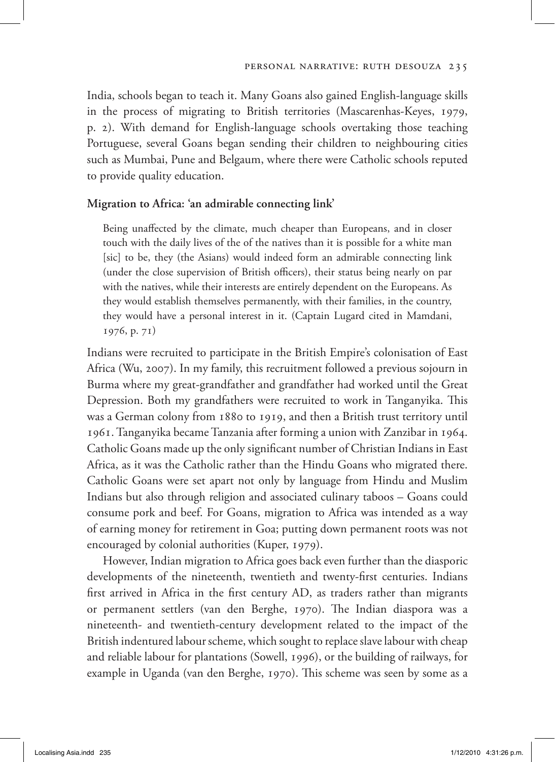India, schools began to teach it. Many Goans also gained English-language skills in the process of migrating to British territories (Mascarenhas-Keyes, 1979, p. 2). With demand for English-language schools overtaking those teaching Portuguese, several Goans began sending their children to neighbouring cities such as Mumbai, Pune and Belgaum, where there were Catholic schools reputed to provide quality education.

### Migration to Africa: 'an admirable connecting link'

> Being unaffected by the climate, much cheaper than Europeans, and in closer touch with the daily lives of the of the natives than it is possible for a white man [sic] to be, they (the Asians) would indeed form an admirable connecting link (under the close supervision of British officers), their status being nearly on par with the natives, while their interests are entirely dependent on the Europeans. As they would establish themselves permanently, with their families, in the country, they would have a personal interest in it. (Captain Lugard cited in Mamdani, 1976, p. 71)

Indians were recruited to participate in the British Empire's colonisation of East Africa (Wu, 2007). In my family, this recruitment followed a previous sojourn in Burma where my great-grandfather and grandfather had worked until the Great Depression. Both my grandfathers were recruited to work in Tanganyika. This was a German colony from 1880 to 1919, and then a British trust territory until 1961. Tanganyika became Tanzania after forming a union with Zanzibar in 1964. Catholic Goans made up the only significant number of Christian Indians in East Africa, as it was the Catholic rather than the Hindu Goans who migrated there. Catholic Goans were set apart not only by language from Hindu and Muslim Indians but also through religion and associated culinary taboos – Goans could consume pork and beef. For Goans, migration to Africa was intended as a way of earning money for retirement in Goa; putting down permanent roots was not encouraged by colonial authorities (Kuper, 1979).

However, Indian migration to Africa goes back even further than the diasporic developments of the nineteenth, twentieth and twenty-first centuries. Indians first arrived in Africa in the first century AD, as traders rather than migrants or permanent settlers (van den Berghe, 1970). The Indian diaspora was a nineteenth- and twentieth-century development related to the impact of the British indentured labour scheme, which sought to replace slave labour with cheap and reliable labour for plantations (Sowell, 1996), or the building of railways, for example in Uganda (van den Berghe, 1970). This scheme was seen by some as a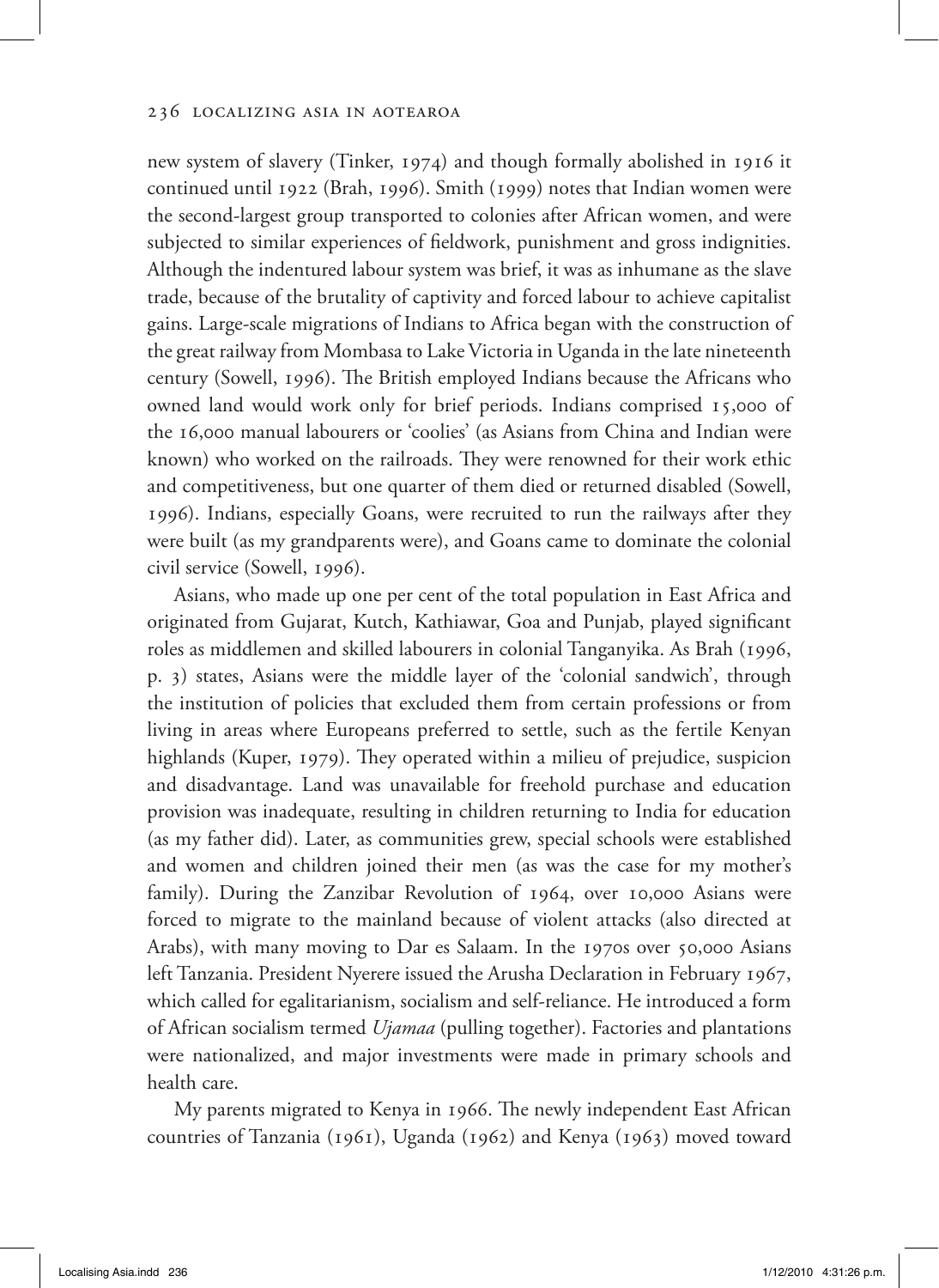new system of slavery (Tinker, 1974) and though formally abolished in 1916 it continued until 1922 (Brah, 1996). Smith (1999) notes that Indian women were the second-largest group transported to colonies after African women, and were subjected to similar experiences of fieldwork, punishment and gross indignities. Although the indentured labour system was brief, it was as inhumane as the slave trade, because of the brutality of captivity and forced labour to achieve capitalist gains. Large-scale migrations of Indians to Africa began with the construction of the great railway from Mombasa to Lake Victoria in Uganda in the late nineteenth century (Sowell, 1996). The British employed Indians because the Africans who owned land would work only for brief periods. Indians comprised 15,000 of the 16,000 manual labourers or 'coolies' (as Asians from China and Indian were known) who worked on the railroads. They were renowned for their work ethic and competitiveness, but one quarter of them died or returned disabled (Sowell, 1996). Indians, especially Goans, were recruited to run the railways after they were built (as my grandparents were), and Goans came to dominate the colonial civil service (Sowell, 1996).

Asians, who made up one per cent of the total population in East Africa and originated from Gujarat, Kutch, Kathiawar, Goa and Punjab, played significant roles as middlemen and skilled labourers in colonial Tanganyika. As Brah (1996, p. 3) states, Asians were the middle layer of the 'colonial sandwich', through the institution of policies that excluded them from certain professions or from living in areas where Europeans preferred to settle, such as the fertile Kenyan highlands (Kuper, 1979). They operated within a milieu of prejudice, suspicion and disadvantage. Land was unavailable for freehold purchase and education provision was inadequate, resulting in children returning to India for education (as my father did). Later, as communities grew, special schools were established and women and children joined their men (as was the case for my mother's family). During the Zanzibar Revolution of 1964, over 10,000 Asians were forced to migrate to the mainland because of violent attacks (also directed at Arabs), with many moving to Dar es Salaam. In the 1970s over 50,000 Asians left Tanzania. President Nyerere issued the Arusha Declaration in February 1967, which called for egalitarianism, socialism and self-reliance. He introduced a form of African socialism termed *Ujamaa* (pulling together). Factories and plantations were nationalized, and major investments were made in primary schools and health care.

My parents migrated to Kenya in 1966. The newly independent East African countries of Tanzania (1961), Uganda (1962) and Kenya (1963) moved toward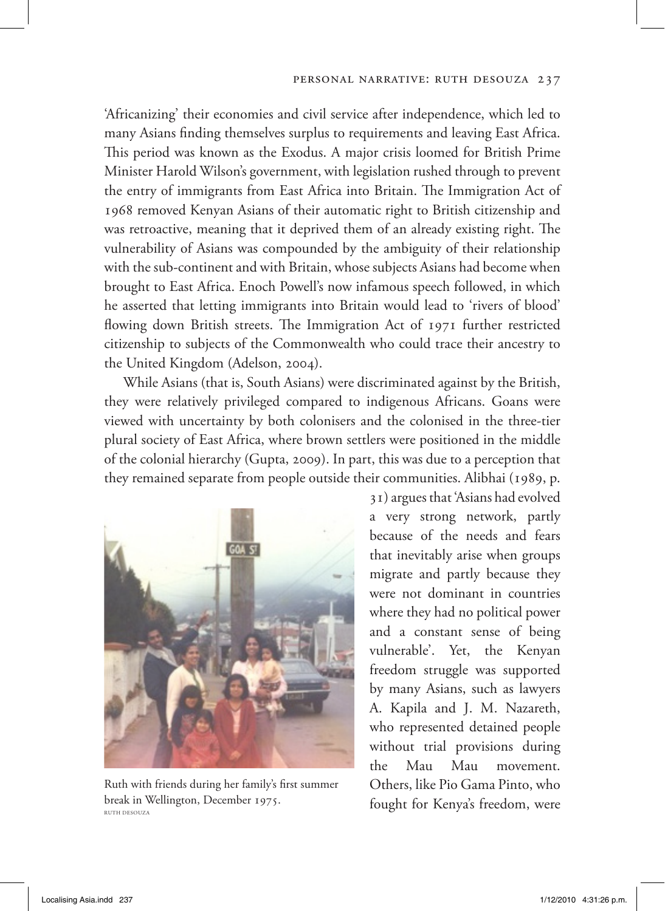'Africanizing' their economies and civil service after independence, which led to many Asians finding themselves surplus to requirements and leaving East Africa. This period was known as the Exodus. A major crisis loomed for British Prime Minister Harold Wilson's government, with legislation rushed through to prevent the entry of immigrants from East Africa into Britain. The Immigration Act of 1968 removed Kenyan Asians of their automatic right to British citizenship and was retroactive, meaning that it deprived them of an already existing right. The vulnerability of Asians was compounded by the ambiguity of their relationship with the sub-continent and with Britain, whose subjects Asians had become when brought to East Africa. Enoch Powell's now infamous speech followed, in which he asserted that letting immigrants into Britain would lead to 'rivers of blood' flowing down British streets. The Immigration Act of 1971 further restricted citizenship to subjects of the Commonwealth who could trace their ancestry to the United Kingdom (Adelson, 2004).

While Asians (that is, South Asians) were discriminated against by the British, they were relatively privileged compared to indigenous Africans. Goans were viewed with uncertainty by both colonisers and the colonised in the three-tier plural society of East Africa, where brown settlers were positioned in the middle of the colonial hierarchy (Gupta, 2009). In part, this was due to a perception that they remained separate from people outside their communities. Alibhai (1989, p. 31) argues that 'Asians had evolved a very strong network, partly because of the needs and fears that inevitably arise when groups migrate and partly because they were not dominant in countries where they had no political power and a constant sense of being vulnerable'. Yet, the Kenyan freedom struggle was supported by many Asians, such as lawyers A. Kapila and J. M. Nazareth, who represented detained people without trial provisions during the Mau Mau movement. Others, like Pio Gama Pinto, who fought for Kenya's freedom, were

Ruth with friends during her family's first summer break in Wellington, December 1975.
RUTH DESOUZA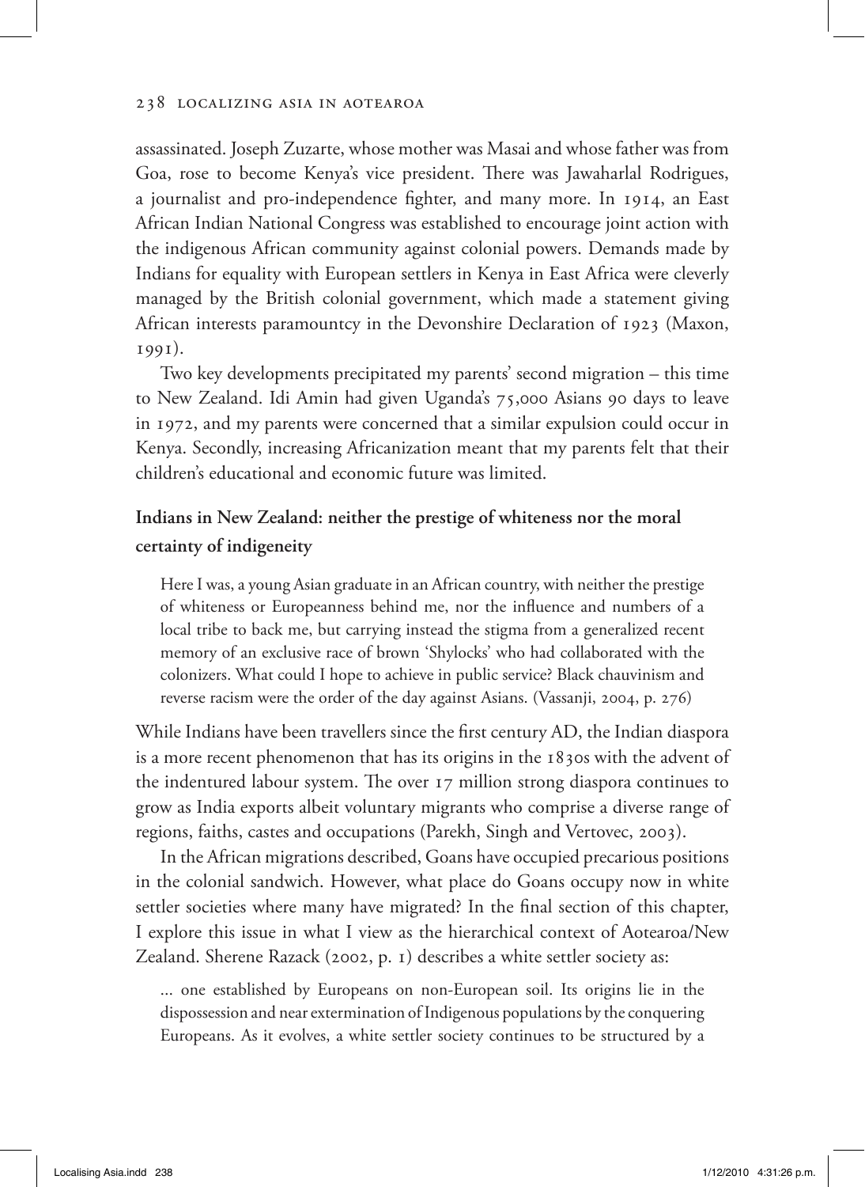assassinated. Joseph Zuzarte, whose mother was Masai and whose father was from Goa, rose to become Kenya's vice president. There was Jawaharlal Rodrigues, a journalist and pro-independence fighter, and many more. In 1914, an East African Indian National Congress was established to encourage joint action with the indigenous African community against colonial powers. Demands made by Indians for equality with European settlers in Kenya in East Africa were cleverly managed by the British colonial government, which made a statement giving African interests paramountcy in the Devonshire Declaration of 1923 (Maxon, 1991).

Two key developments precipitated my parents' second migration – this time to New Zealand. Idi Amin had given Uganda's 75,000 Asians 90 days to leave in 1972, and my parents were concerned that a similar expulsion could occur in Kenya. Secondly, increasing Africanization meant that my parents felt that their children's educational and economic future was limited.

## Indians in New Zealand: neither the prestige of whiteness nor the moral certainty of indigeneity

> Here I was, a young Asian graduate in an African country, with neither the prestige of whiteness or Europeanness behind me, nor the influence and numbers of a local tribe to back me, but carrying instead the stigma from a generalized recent memory of an exclusive race of brown 'Shylocks' who had collaborated with the colonizers. What could I hope to achieve in public service? Black chauvinism and reverse racism were the order of the day against Asians. (Vassanji, 2004, p. 276)

While Indians have been travellers since the first century AD, the Indian diaspora is a more recent phenomenon that has its origins in the 1830s with the advent of the indentured labour system. The over 17 million strong diaspora continues to grow as India exports albeit voluntary migrants who comprise a diverse range of regions, faiths, castes and occupations (Parekh, Singh and Vertovec, 2003).

In the African migrations described, Goans have occupied precarious positions in the colonial sandwich. However, what place do Goans occupy now in white settler societies where many have migrated? In the final section of this chapter, I explore this issue in what I view as the hierarchical context of Aotearoa/New Zealand. Sherene Razack (2002, p. 1) describes a white settler society as:

> ... one established by Europeans on non-European soil. Its origins lie in the dispossession and near extermination of Indigenous populations by the conquering Europeans. As it evolves, a white settler society continues to be structured by a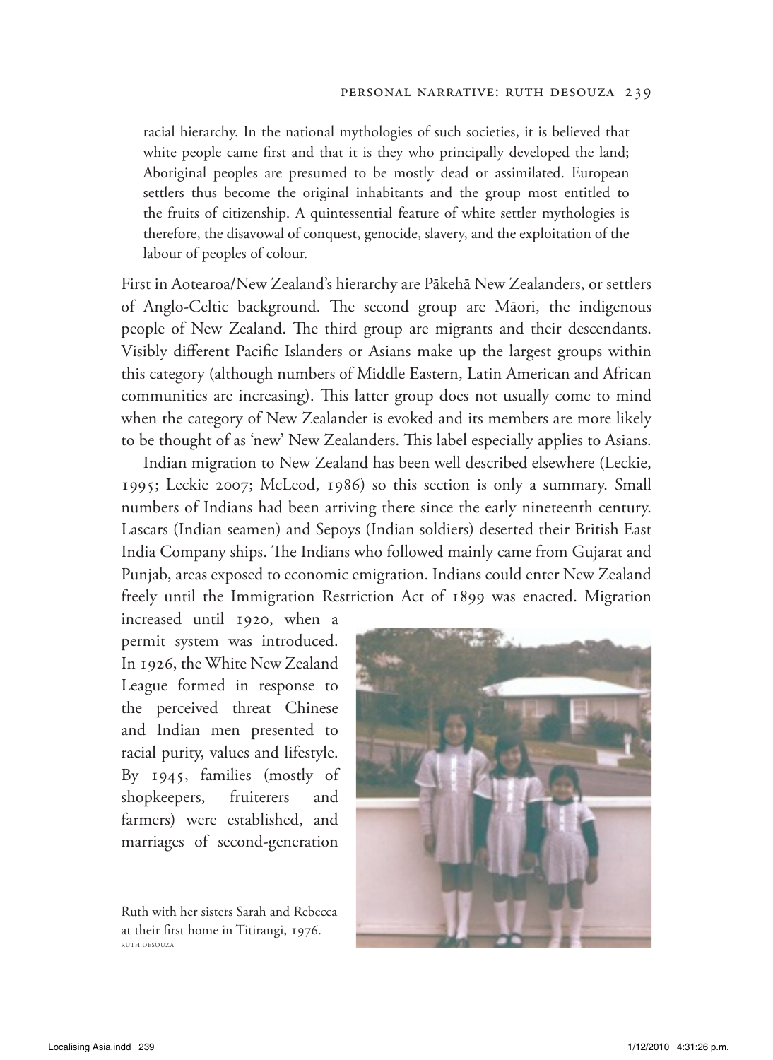racial hierarchy. In the national mythologies of such societies, it is believed that white people came first and that it is they who principally developed the land; Aboriginal peoples are presumed to be mostly dead or assimilated. European settlers thus become the original inhabitants and the group most entitled to the fruits of citizenship. A quintessential feature of white settler mythologies is therefore, the disavowal of conquest, genocide, slavery, and the exploitation of the labour of peoples of colour.

First in Aotearoa/New Zealand's hierarchy are Pākehā New Zealanders, or settlers of Anglo-Celtic background. The second group are Māori, the indigenous people of New Zealand. The third group are migrants and their descendants. Visibly different Pacific Islanders or Asians make up the largest groups within this category (although numbers of Middle Eastern, Latin American and African communities are increasing). This latter group does not usually come to mind when the category of New Zealander is evoked and its members are more likely to be thought of as 'new' New Zealanders. This label especially applies to Asians.

Indian migration to New Zealand has been well described elsewhere (Leckie, 1995; Leckie 2007; McLeod, 1986) so this section is only a summary. Small numbers of Indians had been arriving there since the early nineteenth century. Lascars (Indian seamen) and Sepoys (Indian soldiers) deserted their British East India Company ships. The Indians who followed mainly came from Gujarat and Punjab, areas exposed to economic emigration. Indians could enter New Zealand freely until the Immigration Restriction Act of 1899 was enacted. Migration increased until 1920, when a permit system was introduced. In 1926, the White New Zealand League formed in response to the perceived threat Chinese and Indian men presented to racial purity, values and lifestyle. By 1945, families (mostly of shopkeepers, fruiterers and farmers) were established, and marriages of second-generation

Ruth with her sisters Sarah and Rebecca at their first home in Titirangi, 1976.
RUTH DESOUZA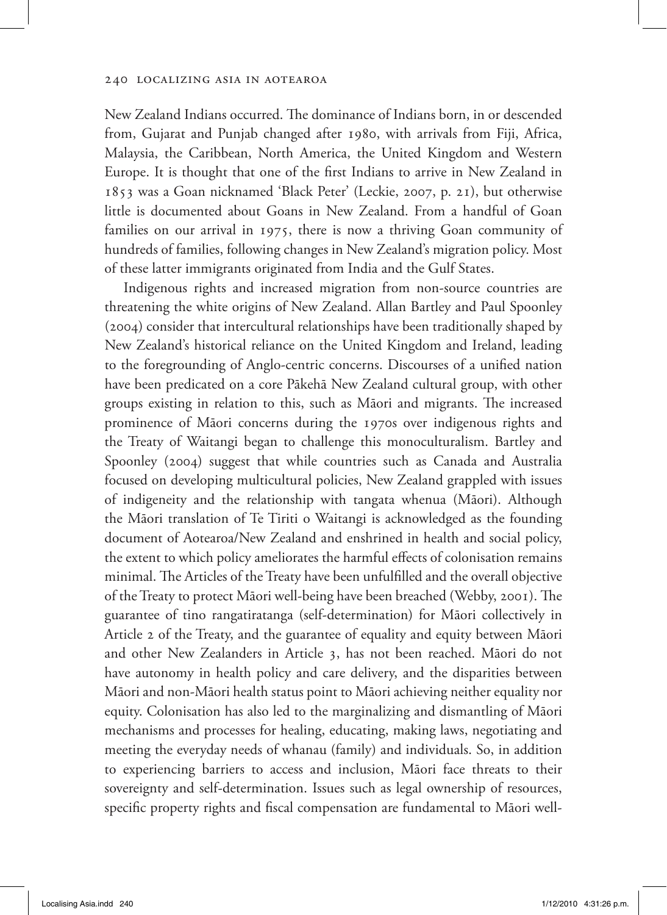New Zealand Indians occurred. The dominance of Indians born, in or descended from, Gujarat and Punjab changed after 1980, with arrivals from Fiji, Africa, Malaysia, the Caribbean, North America, the United Kingdom and Western Europe. It is thought that one of the first Indians to arrive in New Zealand in 1853 was a Goan nicknamed 'Black Peter' (Leckie, 2007, p. 21), but otherwise little is documented about Goans in New Zealand. From a handful of Goan families on our arrival in 1975, there is now a thriving Goan community of hundreds of families, following changes in New Zealand's migration policy. Most of these latter immigrants originated from India and the Gulf States.

Indigenous rights and increased migration from non-source countries are threatening the white origins of New Zealand. Allan Bartley and Paul Spoonley (2004) consider that intercultural relationships have been traditionally shaped by New Zealand's historical reliance on the United Kingdom and Ireland, leading to the foregrounding of Anglo-centric concerns. Discourses of a unified nation have been predicated on a core Pākehā New Zealand cultural group, with other groups existing in relation to this, such as Māori and migrants. The increased prominence of Māori concerns during the 1970s over indigenous rights and the Treaty of Waitangi began to challenge this monoculturalism. Bartley and Spoonley (2004) suggest that while countries such as Canada and Australia focused on developing multicultural policies, New Zealand grappled with issues of indigeneity and the relationship with tangata whenua (Māori). Although the Māori translation of Te Tiriti o Waitangi is acknowledged as the founding document of Aotearoa/New Zealand and enshrined in health and social policy, the extent to which policy ameliorates the harmful effects of colonisation remains minimal. The Articles of the Treaty have been unfulfilled and the overall objective of the Treaty to protect Māori well-being have been breached (Webby, 2001). The guarantee of tino rangatiratanga (self-determination) for Māori collectively in Article 2 of the Treaty, and the guarantee of equality and equity between Māori and other New Zealanders in Article 3, has not been reached. Māori do not have autonomy in health policy and care delivery, and the disparities between Māori and non-Māori health status point to Māori achieving neither equality nor equity. Colonisation has also led to the marginalizing and dismantling of Māori mechanisms and processes for healing, educating, making laws, negotiating and meeting the everyday needs of whanau (family) and individuals. So, in addition to experiencing barriers to access and inclusion, Māori face threats to their sovereignty and self-determination. Issues such as legal ownership of resources, specific property rights and fiscal compensation are fundamental to Māori well-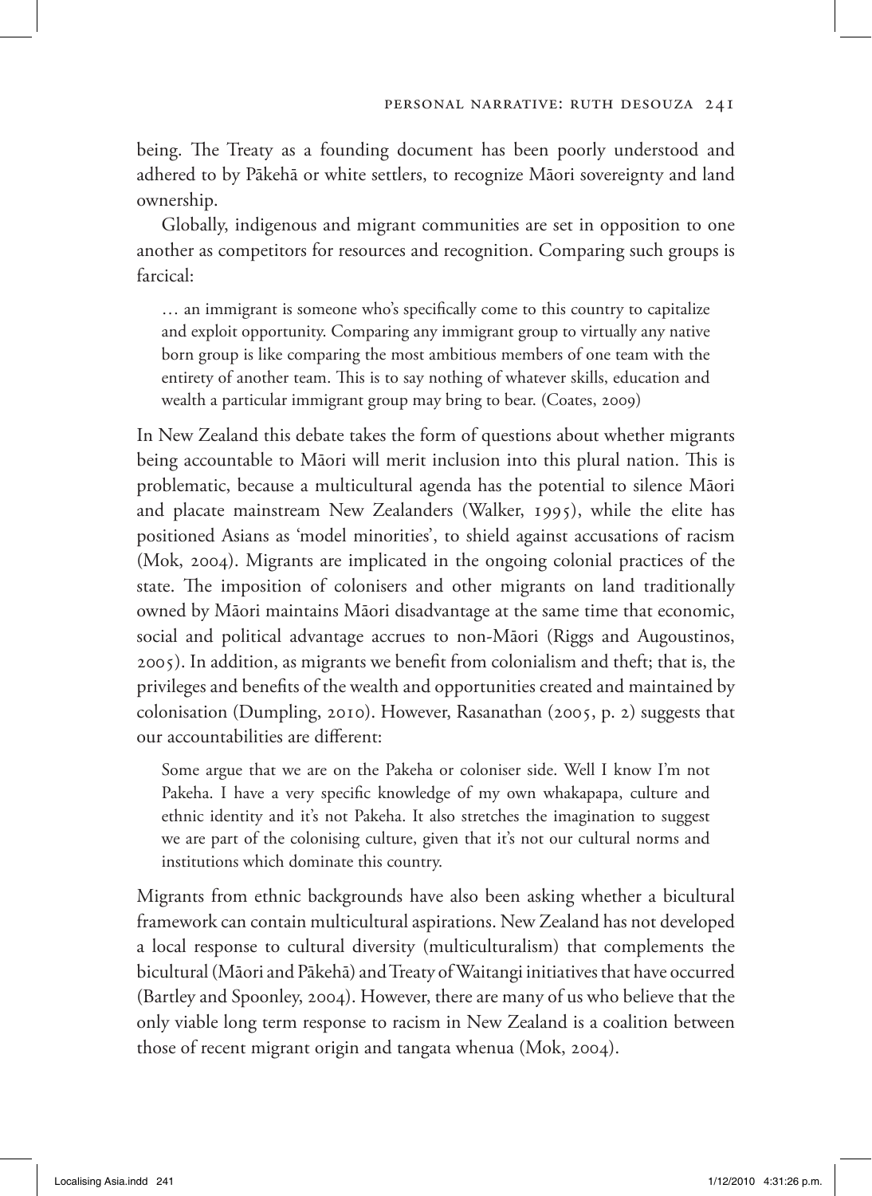being. The Treaty as a founding document has been poorly understood and adhered to by Pākehā or white settlers, to recognize Māori sovereignty and land ownership.

Globally, indigenous and migrant communities are set in opposition to one another as competitors for resources and recognition. Comparing such groups is farcical:

> … an immigrant is someone who's specifically come to this country to capitalize and exploit opportunity. Comparing any immigrant group to virtually any native born group is like comparing the most ambitious members of one team with the entirety of another team. This is to say nothing of whatever skills, education and wealth a particular immigrant group may bring to bear. (Coates, 2009)

In New Zealand this debate takes the form of questions about whether migrants being accountable to Māori will merit inclusion into this plural nation. This is problematic, because a multicultural agenda has the potential to silence Māori and placate mainstream New Zealanders (Walker, 1995), while the elite has positioned Asians as 'model minorities', to shield against accusations of racism (Mok, 2004). Migrants are implicated in the ongoing colonial practices of the state. The imposition of colonisers and other migrants on land traditionally owned by Māori maintains Māori disadvantage at the same time that economic, social and political advantage accrues to non-Māori (Riggs and Augoustinos, 2005). In addition, as migrants we benefit from colonialism and theft; that is, the privileges and benefits of the wealth and opportunities created and maintained by colonisation (Dumpling, 2010). However, Rasanathan (2005, p. 2) suggests that our accountabilities are different:

> Some argue that we are on the Pakeha or coloniser side. Well I know I'm not Pakeha. I have a very specific knowledge of my own whakapapa, culture and ethnic identity and it's not Pakeha. It also stretches the imagination to suggest we are part of the colonising culture, given that it's not our cultural norms and institutions which dominate this country.

Migrants from ethnic backgrounds have also been asking whether a bicultural framework can contain multicultural aspirations. New Zealand has not developed a local response to cultural diversity (multiculturalism) that complements the bicultural (Māori and Pākehā) and Treaty of Waitangi initiatives that have occurred (Bartley and Spoonley, 2004). However, there are many of us who believe that the only viable long term response to racism in New Zealand is a coalition between those of recent migrant origin and tangata whenua (Mok, 2004).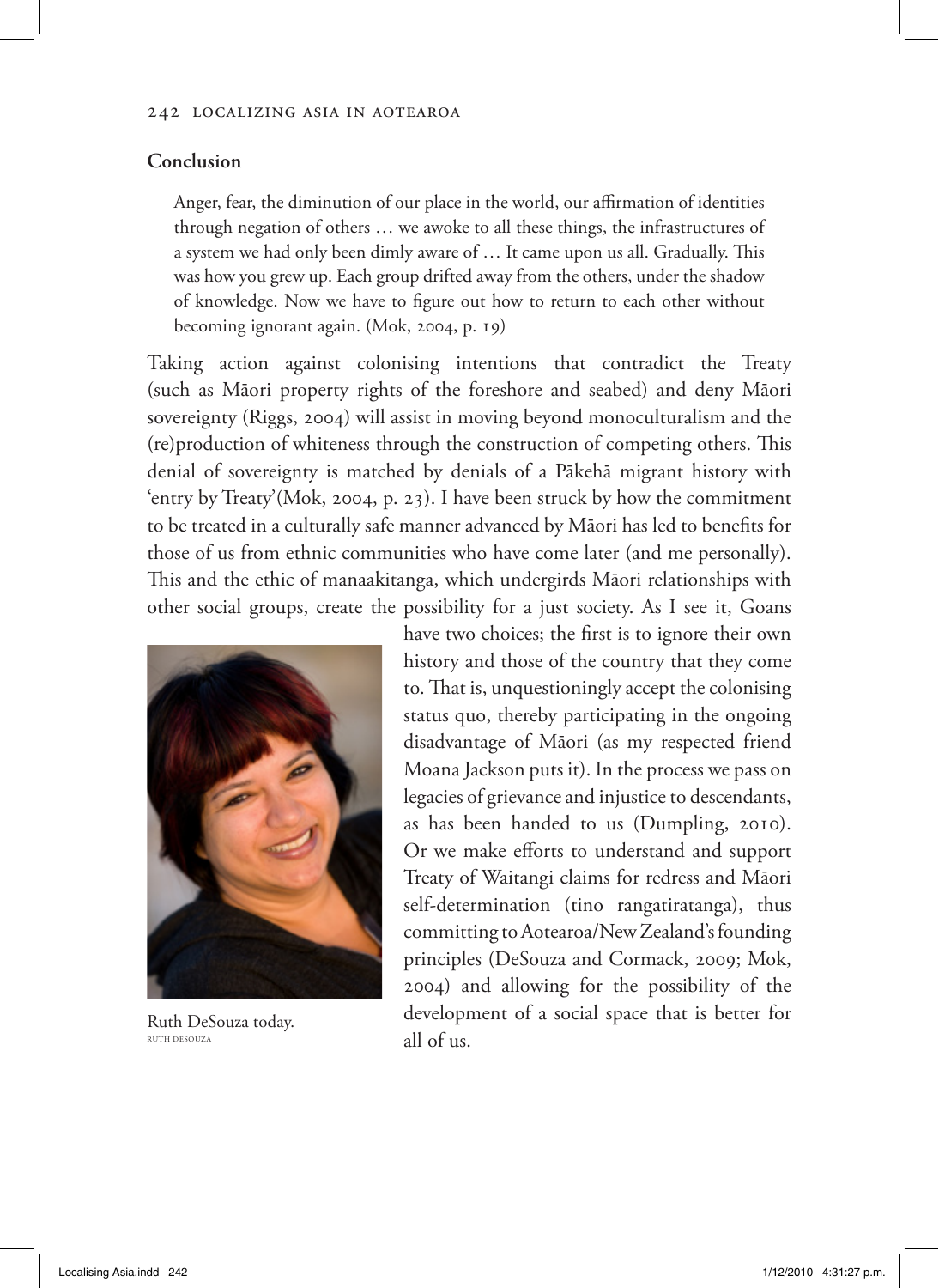## Conclusion

> Anger, fear, the diminution of our place in the world, our affirmation of identities through negation of others … we awoke to all these things, the infrastructures of a system we had only been dimly aware of … It came upon us all. Gradually. This was how you grew up. Each group drifted away from the others, under the shadow of knowledge. Now we have to figure out how to return to each other without becoming ignorant again. (Mok, 2004, p. 19)

Taking action against colonising intentions that contradict the Treaty (such as Māori property rights of the foreshore and seabed) and deny Māori sovereignty (Riggs, 2004) will assist in moving beyond monoculturalism and the (re)production of whiteness through the construction of competing others. This denial of sovereignty is matched by denials of a Pākehā migrant history with 'entry by Treaty'(Mok, 2004, p. 23). I have been struck by how the commitment to be treated in a culturally safe manner advanced by Māori has led to benefits for those of us from ethnic communities who have come later (and me personally). This and the ethic of manaakitanga, which undergirds Māori relationships with other social groups, create the possibility for a just society. As I see it, Goans have two choices; the first is to ignore their own history and those of the country that they come to. That is, unquestioningly accept the colonising status quo, thereby participating in the ongoing disadvantage of Māori (as my respected friend Moana Jackson puts it). In the process we pass on legacies of grievance and injustice to descendants, as has been handed to us (Dumpling, 2010). Or we make efforts to understand and support Treaty of Waitangi claims for redress and Māori self-determination (tino rangatiratanga), thus committing to Aotearoa/New Zealand's founding principles (DeSouza and Cormack, 2009; Mok, 2004) and allowing for the possibility of the development of a social space that is better for all of us.

Ruth DeSouza today.
RUTH DESOUZA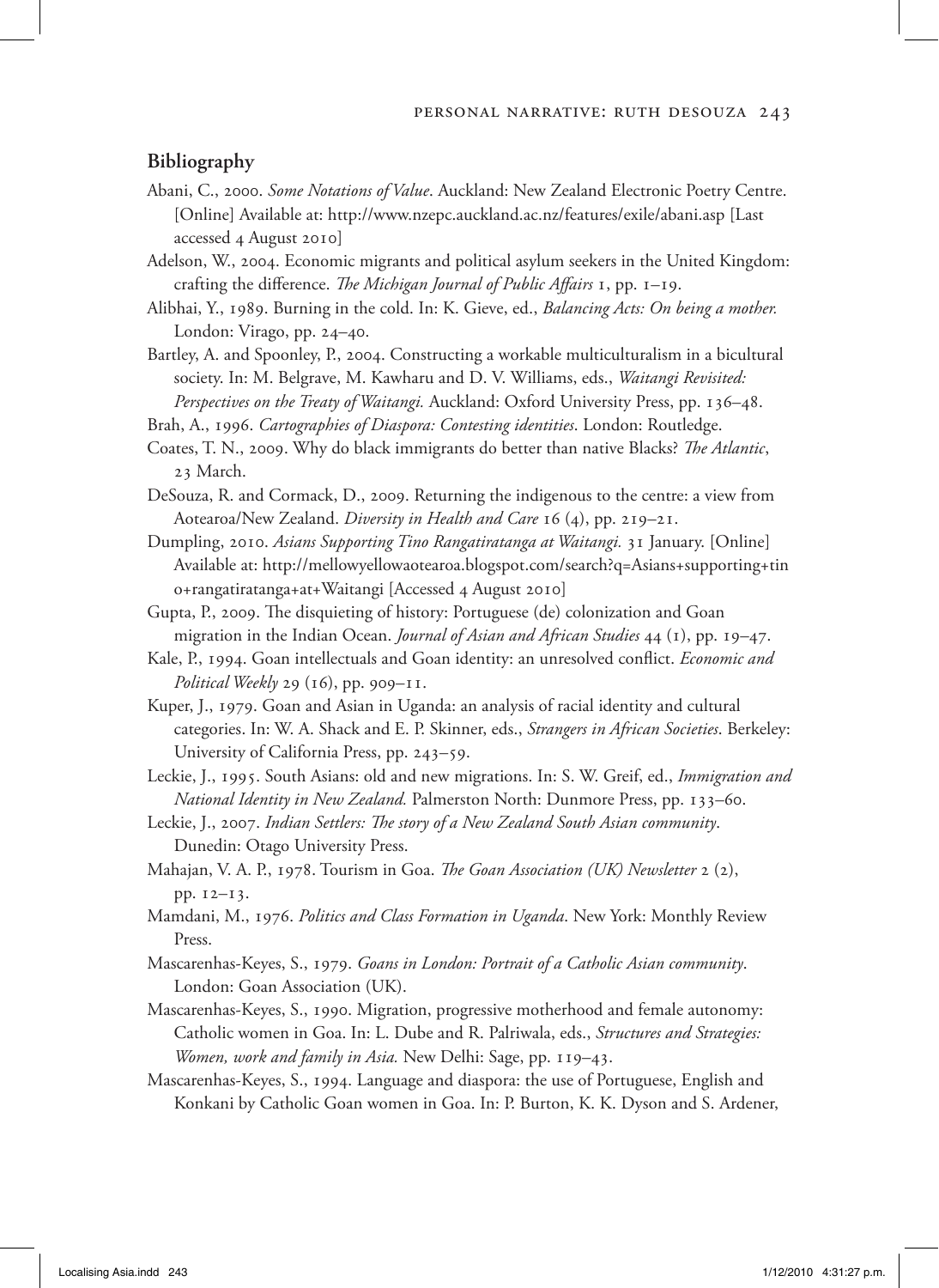## Bibliography

Abani, C., 2000. *Some Notations of Value*. Auckland: New Zealand Electronic Poetry Centre. [Online] Available at: http://www.nzepc.auckland.ac.nz/features/exile/abani.asp [Last accessed 4 August 2010]

Adelson, W., 2004. Economic migrants and political asylum seekers in the United Kingdom: crafting the difference. *The Michigan Journal of Public Affairs* 1, pp. 1–19.

Alibhai, Y., 1989. Burning in the cold. In: K. Gieve, ed., *Balancing Acts: On being a mother.* London: Virago, pp. 24–40.

Bartley, A. and Spoonley, P., 2004. Constructing a workable multiculturalism in a bicultural society. In: M. Belgrave, M. Kawharu and D. V. Williams, eds., *Waitangi Revisited: Perspectives on the Treaty of Waitangi.* Auckland: Oxford University Press, pp. 136–48.

Brah, A., 1996. *Cartographies of Diaspora: Contesting identities*. London: Routledge.

Coates, T. N., 2009. Why do black immigrants do better than native Blacks? *The Atlantic*, 23 March.

DeSouza, R. and Cormack, D., 2009. Returning the indigenous to the centre: a view from Aotearoa/New Zealand. *Diversity in Health and Care* 16 (4), pp. 219–21.

Dumpling, 2010. *Asians Supporting Tino Rangatiratanga at Waitangi.* 31 January. [Online] Available at: http://mellowyellowaotearoa.blogspot.com/search?q=Asians+supporting+tino+rangatiratanga+at+Waitangi [Accessed 4 August 2010]

Gupta, P., 2009. The disquieting of history: Portuguese (de) colonization and Goan migration in the Indian Ocean. *Journal of Asian and African Studies* 44 (1), pp. 19–47.

Kale, P., 1994. Goan intellectuals and Goan identity: an unresolved conflict. *Economic and Political Weekly* 29 (16), pp. 909–11.

Kuper, J., 1979. Goan and Asian in Uganda: an analysis of racial identity and cultural categories. In: W. A. Shack and E. P. Skinner, eds., *Strangers in African Societies*. Berkeley: University of California Press, pp. 243–59.

Leckie, J., 1995. South Asians: old and new migrations. In: S. W. Greif, ed., *Immigration and National Identity in New Zealand.* Palmerston North: Dunmore Press, pp. 133–60.

Leckie, J., 2007. *Indian Settlers: The story of a New Zealand South Asian community*. Dunedin: Otago University Press.

Mahajan, V. A. P., 1978. Tourism in Goa. *The Goan Association (UK) Newsletter* 2 (2), pp. 12–13.

Mamdani, M., 1976. *Politics and Class Formation in Uganda*. New York: Monthly Review Press.

Mascarenhas-Keyes, S., 1979. *Goans in London: Portrait of a Catholic Asian community*. London: Goan Association (UK).

Mascarenhas-Keyes, S., 1990. Migration, progressive motherhood and female autonomy: Catholic women in Goa. In: L. Dube and R. Palriwala, eds., *Structures and Strategies: Women, work and family in Asia.* New Delhi: Sage, pp. 119–43.

Mascarenhas-Keyes, S., 1994. Language and diaspora: the use of Portuguese, English and Konkani by Catholic Goan women in Goa. In: P. Burton, K. K. Dyson and S. Ardener,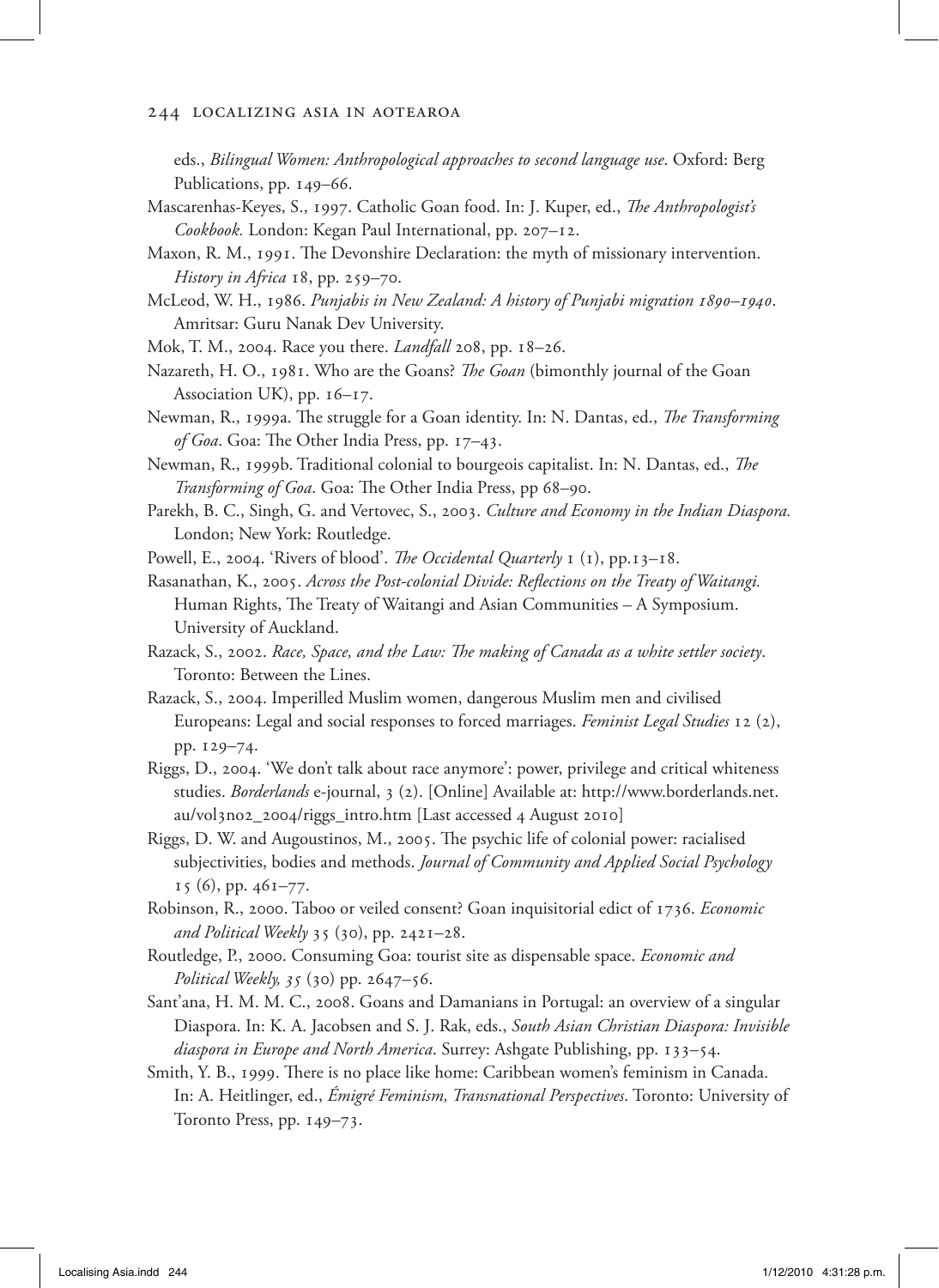eds., *Bilingual Women: Anthropological approaches to second language use*. Oxford: Berg Publications, pp. 149–66.

Mascarenhas-Keyes, S., 1997. Catholic Goan food. In: J. Kuper, ed., *The Anthropologist's Cookbook.* London: Kegan Paul International, pp. 207–12.

Maxon, R. M., 1991. The Devonshire Declaration: the myth of missionary intervention. *History in Africa* 18, pp. 259–70.

McLeod, W. H., 1986. *Punjabis in New Zealand: A history of Punjabi migration 1890–1940*. Amritsar: Guru Nanak Dev University.

Mok, T. M., 2004. Race you there. *Landfall* 208, pp. 18–26.

Nazareth, H. O., 1981. Who are the Goans? *The Goan* (bimonthly journal of the Goan Association UK), pp. 16–17.

Newman, R., 1999a. The struggle for a Goan identity. In: N. Dantas, ed., *The Transforming of Goa*. Goa: The Other India Press, pp. 17–43.

Newman, R., 1999b. Traditional colonial to bourgeois capitalist. In: N. Dantas, ed., *The Transforming of Goa*. Goa: The Other India Press, pp 68–90.

Parekh, B. C., Singh, G. and Vertovec, S., 2003. *Culture and Economy in the Indian Diaspora.* London; New York: Routledge.

Powell, E., 2004. 'Rivers of blood'. *The Occidental Quarterly* 1 (1), pp.13–18.

Rasanathan, K., 2005. *Across the Post-colonial Divide: Reflections on the Treaty of Waitangi.* Human Rights, The Treaty of Waitangi and Asian Communities – A Symposium. University of Auckland.

Razack, S., 2002. *Race, Space, and the Law: The making of Canada as a white settler society*. Toronto: Between the Lines.

Razack, S., 2004. Imperilled Muslim women, dangerous Muslim men and civilised Europeans: Legal and social responses to forced marriages. *Feminist Legal Studies* 12 (2), pp. 129–74.

Riggs, D., 2004. 'We don't talk about race anymore': power, privilege and critical whiteness studies. *Borderlands* e-journal, 3 (2). [Online] Available at: http://www.borderlands.net.au/vol3no2_2004/riggs_intro.htm [Last accessed 4 August 2010]

Riggs, D. W. and Augoustinos, M., 2005. The psychic life of colonial power: racialised subjectivities, bodies and methods. *Journal of Community and Applied Social Psychology* 15 (6), pp. 461–77.

Robinson, R., 2000. Taboo or veiled consent? Goan inquisitorial edict of 1736. *Economic and Political Weekly* 35 (30), pp. 2421–28.

Routledge, P., 2000. Consuming Goa: tourist site as dispensable space. *Economic and Political Weekly, 35* (30) pp. 2647–56.

Sant'ana, H. M. M. C., 2008. Goans and Damanians in Portugal: an overview of a singular Diaspora. In: K. A. Jacobsen and S. J. Rak, eds., *South Asian Christian Diaspora: Invisible diaspora in Europe and North America*. Surrey: Ashgate Publishing, pp. 133–54.

Smith, Y. B., 1999. There is no place like home: Caribbean women's feminism in Canada. In: A. Heitlinger, ed., *Émigré Feminism, Transnational Perspectives*. Toronto: University of Toronto Press, pp. 149–73.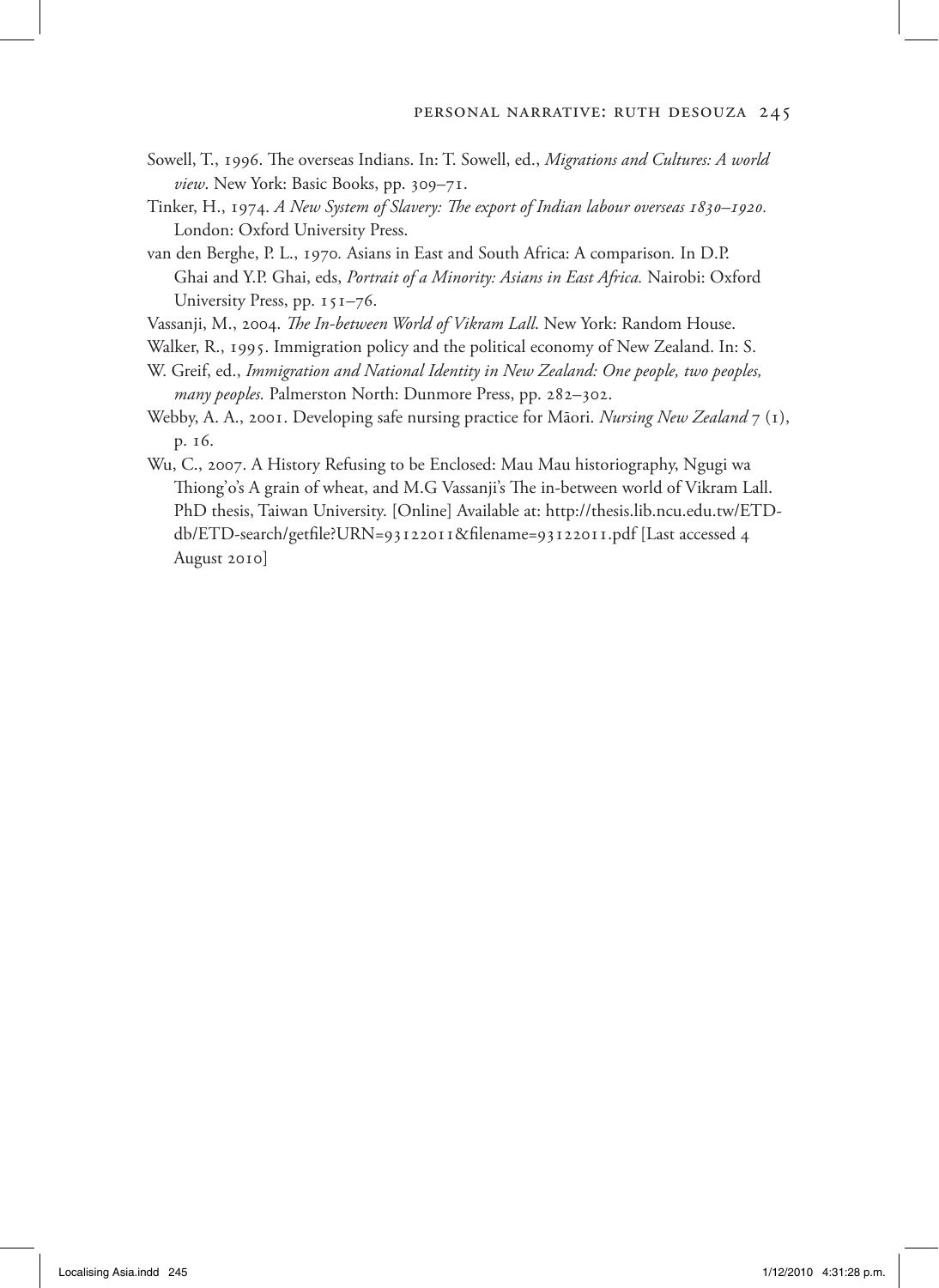Sowell, T., 1996. The overseas Indians. In: T. Sowell, ed., *Migrations and Cultures: A world view*. New York: Basic Books, pp. 309–71.

Tinker, H., 1974. *A New System of Slavery: The export of Indian labour overseas 1830–1920.* London: Oxford University Press.

van den Berghe, P. L., 1970. Asians in East and South Africa: A comparison. In D.P. Ghai and Y.P. Ghai, eds, *Portrait of a Minority: Asians in East Africa.* Nairobi: Oxford University Press, pp. 151–76.

Vassanji, M., 2004. *The In-between World of Vikram Lall*. New York: Random House.

Walker, R., 1995. Immigration policy and the political economy of New Zealand. In: S. W. Greif, ed., *Immigration and National Identity in New Zealand: One people, two peoples, many peoples.* Palmerston North: Dunmore Press, pp. 282–302.

Webby, A. A., 2001. Developing safe nursing practice for Māori. *Nursing New Zealand* 7 (1), p. 16.

Wu, C., 2007. A History Refusing to be Enclosed: Mau Mau historiography, Ngugi wa Thiong'o's A grain of wheat, and M.G Vassanji's The in-between world of Vikram Lall. PhD thesis, Taiwan University. [Online] Available at: http://thesis.lib.ncu.edu.tw/ETD-db/ETD-search/getfile?URN=93122011&filename=93122011.pdf [Last accessed 4 August 2010]